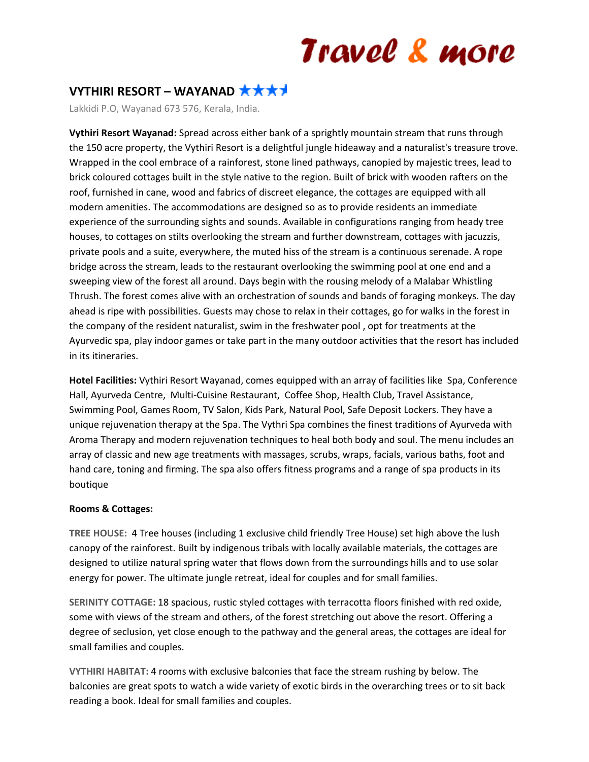Travel & more

## VYTHIRI RESORT – WAYANAD ★★★½

Lakkidi P.O, Wayanad 673 576, Kerala, India.

**Vythiri Resort Wayanad:** Spread across either bank of a sprightly mountain stream that runs through the 150 acre property, the Vythiri Resort is a delightful jungle hideaway and a naturalist's treasure trove. Wrapped in the cool embrace of a rainforest, stone lined pathways, canopied by majestic trees, lead to brick coloured cottages built in the style native to the region. Built of brick with wooden rafters on the roof, furnished in cane, wood and fabrics of discreet elegance, the cottages are equipped with all modern amenities. The accommodations are designed so as to provide residents an immediate experience of the surrounding sights and sounds. Available in configurations ranging from heady tree houses, to cottages on stilts overlooking the stream and further downstream, cottages with jacuzzis, private pools and a suite, everywhere, the muted hiss of the stream is a continuous serenade. A rope bridge across the stream, leads to the restaurant overlooking the swimming pool at one end and a sweeping view of the forest all around. Days begin with the rousing melody of a Malabar Whistling Thrush. The forest comes alive with an orchestration of sounds and bands of foraging monkeys. The day ahead is ripe with possibilities. Guests may chose to relax in their cottages, go for walks in the forest in the company of the resident naturalist, swim in the freshwater pool , opt for treatments at the Ayurvedic spa, play indoor games or take part in the many outdoor activities that the resort has included in its itineraries.

**Hotel Facilities:** Vythiri Resort Wayanad, comes equipped with an array of facilities like Spa, Conference Hall, Ayurveda Centre, Multi-Cuisine Restaurant, Coffee Shop, Health Club, Travel Assistance, Swimming Pool, Games Room, TV Salon, Kids Park, Natural Pool, Safe Deposit Lockers. They have a unique rejuvenation therapy at the Spa. The Vythri Spa combines the finest traditions of Ayurveda with Aroma Therapy and modern rejuvenation techniques to heal both body and soul. The menu includes an array of classic and new age treatments with massages, scrubs, wraps, facials, various baths, foot and hand care, toning and firming. The spa also offers fitness programs and a range of spa products in its boutique

**Rooms & Cottages:**

**TREE HOUSE:** 4 Tree houses (including 1 exclusive child friendly Tree House) set high above the lush canopy of the rainforest. Built by indigenous tribals with locally available materials, the cottages are designed to utilize natural spring water that flows down from the surroundings hills and to use solar energy for power. The ultimate jungle retreat, ideal for couples and for small families.

**SERINITY COTTAGE:** 18 spacious, rustic styled cottages with terracotta floors finished with red oxide, some with views of the stream and others, of the forest stretching out above the resort. Offering a degree of seclusion, yet close enough to the pathway and the general areas, the cottages are ideal for small families and couples.

**VYTHIRI HABITAT:** 4 rooms with exclusive balconies that face the stream rushing by below. The balconies are great spots to watch a wide variety of exotic birds in the overarching trees or to sit back reading a book. Ideal for small families and couples.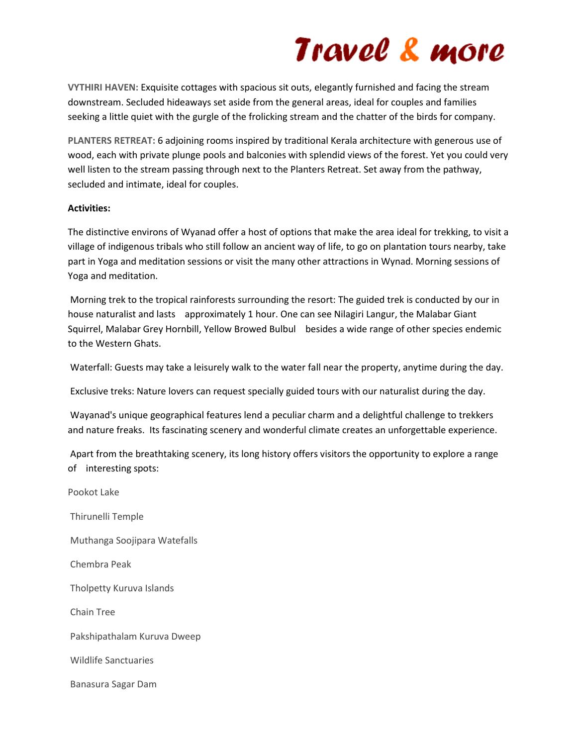**VYTHIRI HAVEN:** Exquisite cottages with spacious sit outs, elegantly furnished and facing the stream downstream. Secluded hideaways set aside from the general areas, ideal for couples and families seeking a little quiet with the gurgle of the frolicking stream and the chatter of the birds for company.

**PLANTERS RETREAT:** 6 adjoining rooms inspired by traditional Kerala architecture with generous use of wood, each with private plunge pools and balconies with splendid views of the forest. Yet you could very well listen to the stream passing through next to the Planters Retreat. Set away from the pathway, secluded and intimate, ideal for couples.

**Activities:**

The distinctive environs of Wyanad offer a host of options that make the area ideal for trekking, to visit a village of indigenous tribals who still follow an ancient way of life, to go on plantation tours nearby, take part in Yoga and meditation sessions or visit the many other attractions in Wynad. Morning sessions of Yoga and meditation.

Morning trek to the tropical rainforests surrounding the resort: The guided trek is conducted by our in house naturalist and lasts approximately 1 hour. One can see Nilagiri Langur, the Malabar Giant Squirrel, Malabar Grey Hornbill, Yellow Browed Bulbul besides a wide range of other species endemic to the Western Ghats.

Waterfall: Guests may take a leisurely walk to the water fall near the property, anytime during the day.

Exclusive treks: Nature lovers can request specially guided tours with our naturalist during the day.

Wayanad's unique geographical features lend a peculiar charm and a delightful challenge to trekkers and nature freaks. Its fascinating scenery and wonderful climate creates an unforgettable experience.

Apart from the breathtaking scenery, its long history offers visitors the opportunity to explore a range of interesting spots:

Pookot Lake

Thirunelli Temple

Muthanga Soojipara Watefalls

Chembra Peak

Tholpetty Kuruva Islands

Chain Tree

Pakshipathalam Kuruva Dweep

Wildlife Sanctuaries

Banasura Sagar Dam